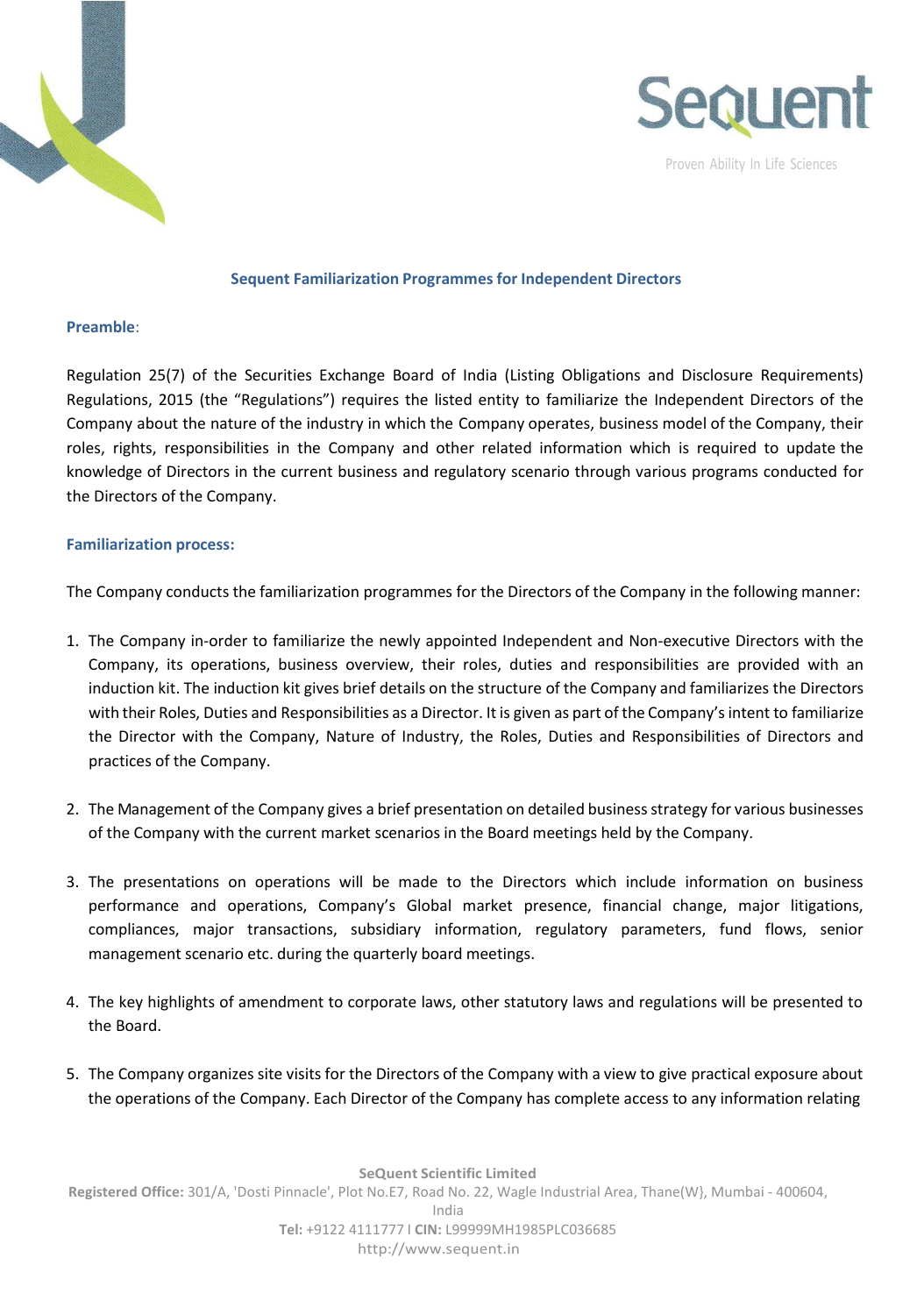## Sequent Familiarization Programmes for Independent Directors

**Preamble**:

Regulation 25(7) of the Securities Exchange Board of India (Listing Obligations and Disclosure Requirements) Regulations, 2015 (the "Regulations") requires the listed entity to familiarize the Independent Directors of the Company about the nature of the industry in which the Company operates, business model of the Company, their roles, rights, responsibilities in the Company and other related information which is required to update the knowledge of Directors in the current business and regulatory scenario through various programs conducted for the Directors of the Company.

**Familiarization process:**

The Company conducts the familiarization programmes for the Directors of the Company in the following manner:

1. The Company in-order to familiarize the newly appointed Independent and Non-executive Directors with the Company, its operations, business overview, their roles, duties and responsibilities are provided with an induction kit. The induction kit gives brief details on the structure of the Company and familiarizes the Directors with their Roles, Duties and Responsibilities as a Director. It is given as part of the Company's intent to familiarize the Director with the Company, Nature of Industry, the Roles, Duties and Responsibilities of Directors and practices of the Company.

2. The Management of the Company gives a brief presentation on detailed business strategy for various businesses of the Company with the current market scenarios in the Board meetings held by the Company.

3. The presentations on operations will be made to the Directors which include information on business performance and operations, Company's Global market presence, financial change, major litigations, compliances, major transactions, subsidiary information, regulatory parameters, fund flows, senior management scenario etc. during the quarterly board meetings.

4. The key highlights of amendment to corporate laws, other statutory laws and regulations will be presented to the Board.

5. The Company organizes site visits for the Directors of the Company with a view to give practical exposure about the operations of the Company. Each Director of the Company has complete access to any information relating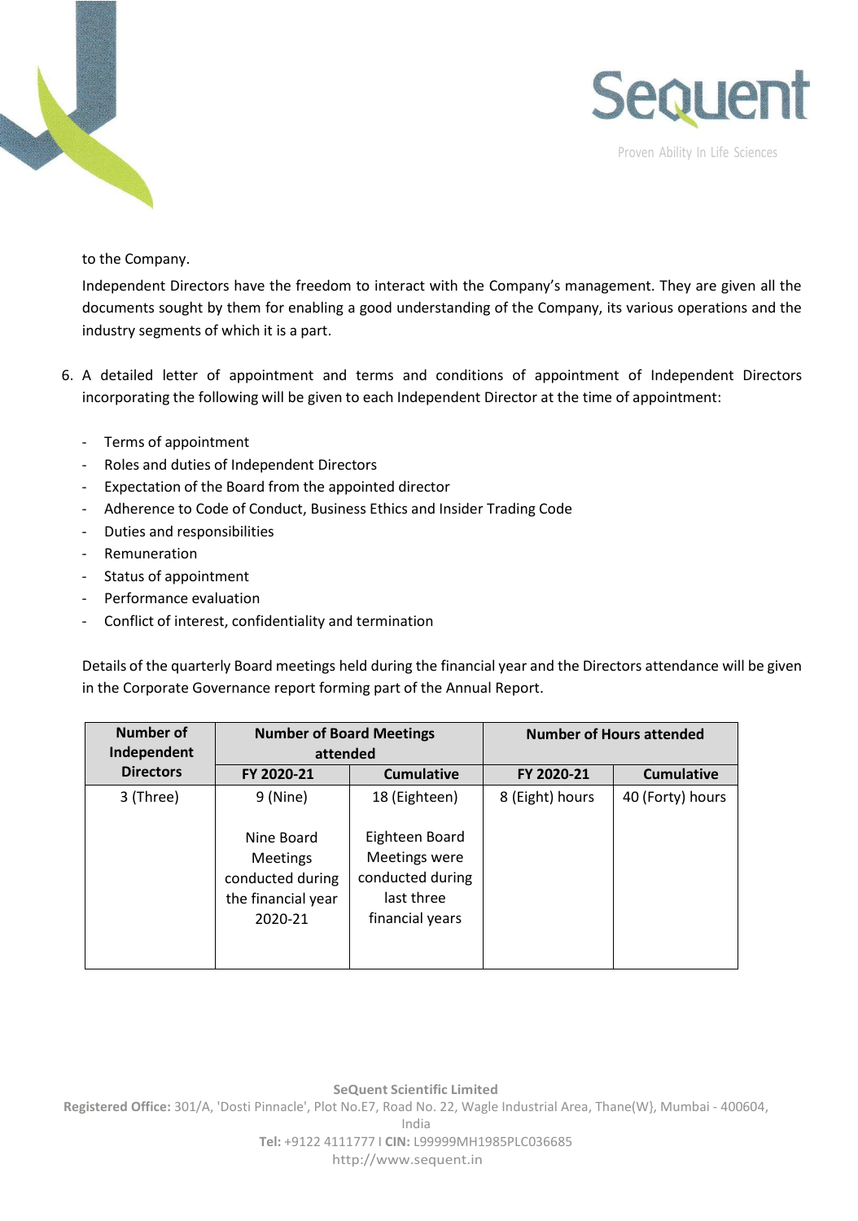to the Company.

Independent Directors have the freedom to interact with the Company's management. They are given all the documents sought by them for enabling a good understanding of the Company, its various operations and the industry segments of which it is a part.

6. A detailed letter of appointment and terms and conditions of appointment of Independent Directors incorporating the following will be given to each Independent Director at the time of appointment:

- Terms of appointment
- Roles and duties of Independent Directors
- Expectation of the Board from the appointed director
- Adherence to Code of Conduct, Business Ethics and Insider Trading Code
- Duties and responsibilities
- Remuneration
- Status of appointment
- Performance evaluation
- Conflict of interest, confidentiality and termination

Details of the quarterly Board meetings held during the financial year and the Directors attendance will be given in the Corporate Governance report forming part of the Annual Report.

| Number of Independent Directors | Number of Board Meetings attended | | Number of Hours attended | |
|---|---|---|---|---|
| | FY 2020-21 | Cumulative | FY 2020-21 | Cumulative |
| 3 (Three) | 9 (Nine)<br><br>Nine Board Meetings conducted during the financial year 2020-21 | 18 (Eighteen)<br><br>Eighteen Board Meetings were conducted during last three financial years | 8 (Eight) hours | 40 (Forty) hours |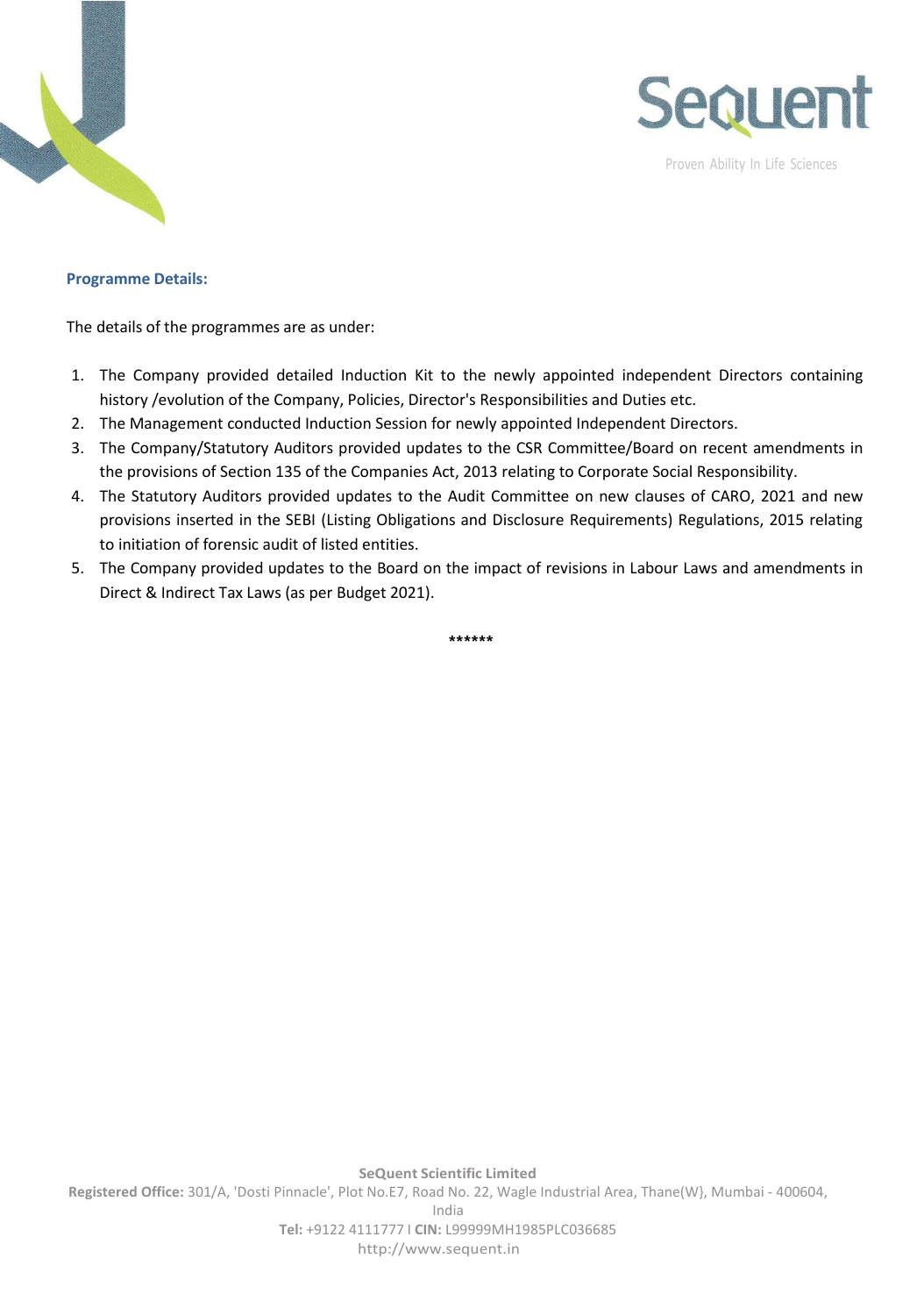### Programme Details:

The details of the programmes are as under:

1. The Company provided detailed Induction Kit to the newly appointed independent Directors containing history /evolution of the Company, Policies, Director's Responsibilities and Duties etc.
2. The Management conducted Induction Session for newly appointed Independent Directors.
3. The Company/Statutory Auditors provided updates to the CSR Committee/Board on recent amendments in the provisions of Section 135 of the Companies Act, 2013 relating to Corporate Social Responsibility.
4. The Statutory Auditors provided updates to the Audit Committee on new clauses of CARO, 2021 and new provisions inserted in the SEBI (Listing Obligations and Disclosure Requirements) Regulations, 2015 relating to initiation of forensic audit of listed entities.
5. The Company provided updates to the Board on the impact of revisions in Labour Laws and amendments in Direct & Indirect Tax Laws (as per Budget 2021).

******